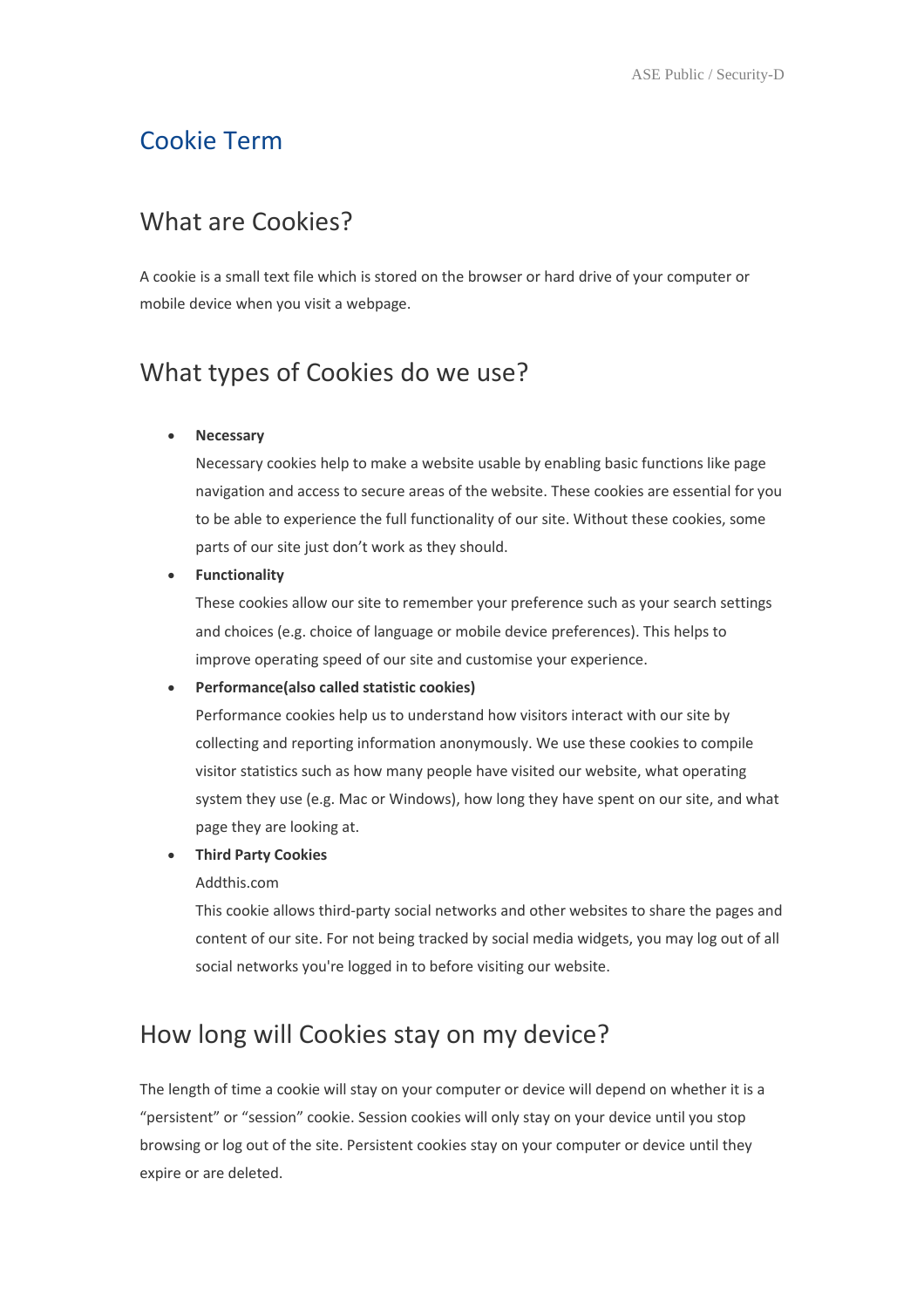# Cookie Term

## What are Cookies?

A cookie is a small text file which is stored on the browser or hard drive of your computer or mobile device when you visit a webpage.

## What types of Cookies do we use?

- **Necessary**
  Necessary cookies help to make a website usable by enabling basic functions like page navigation and access to secure areas of the website. These cookies are essential for you to be able to experience the full functionality of our site. Without these cookies, some parts of our site just don’t work as they should.
- **Functionality**
  These cookies allow our site to remember your preference such as your search settings and choices (e.g. choice of language or mobile device preferences). This helps to improve operating speed of our site and customise your experience.
- **Performance(also called statistic cookies)**
  Performance cookies help us to understand how visitors interact with our site by collecting and reporting information anonymously. We use these cookies to compile visitor statistics such as how many people have visited our website, what operating system they use (e.g. Mac or Windows), how long they have spent on our site, and what page they are looking at.
- **Third Party Cookies**
  Addthis.com
  This cookie allows third-party social networks and other websites to share the pages and content of our site. For not being tracked by social media widgets, you may log out of all social networks you're logged in to before visiting our website.

## How long will Cookies stay on my device?

The length of time a cookie will stay on your computer or device will depend on whether it is a “persistent” or “session” cookie. Session cookies will only stay on your device until you stop browsing or log out of the site. Persistent cookies stay on your computer or device until they expire or are deleted.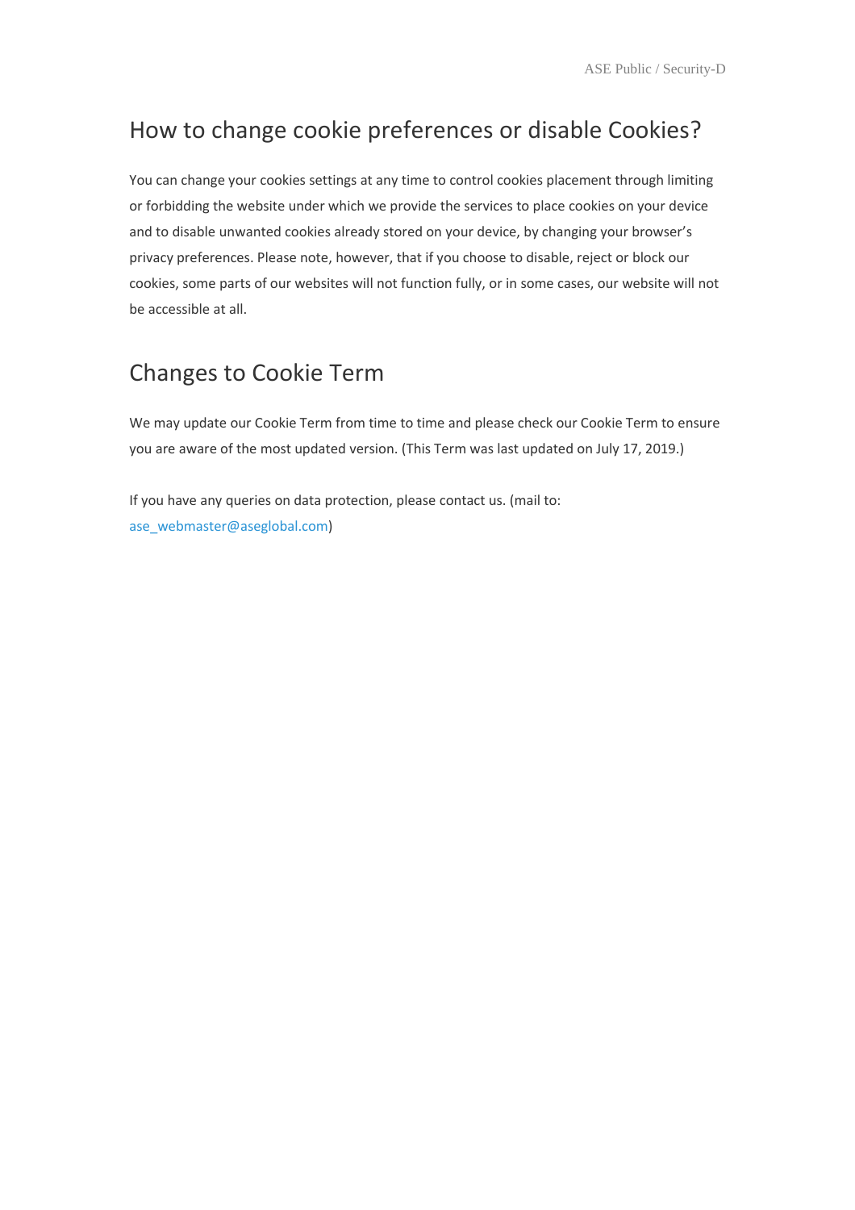## How to change cookie preferences or disable Cookies?

You can change your cookies settings at any time to control cookies placement through limiting or forbidding the website under which we provide the services to place cookies on your device and to disable unwanted cookies already stored on your device, by changing your browser's privacy preferences. Please note, however, that if you choose to disable, reject or block our cookies, some parts of our websites will not function fully, or in some cases, our website will not be accessible at all.

## Changes to Cookie Term

We may update our Cookie Term from time to time and please check our Cookie Term to ensure you are aware of the most updated version. (This Term was last updated on July 17, 2019.)

If you have any queries on data protection, please contact us. (mail to: ase_webmaster@aseglobal.com)